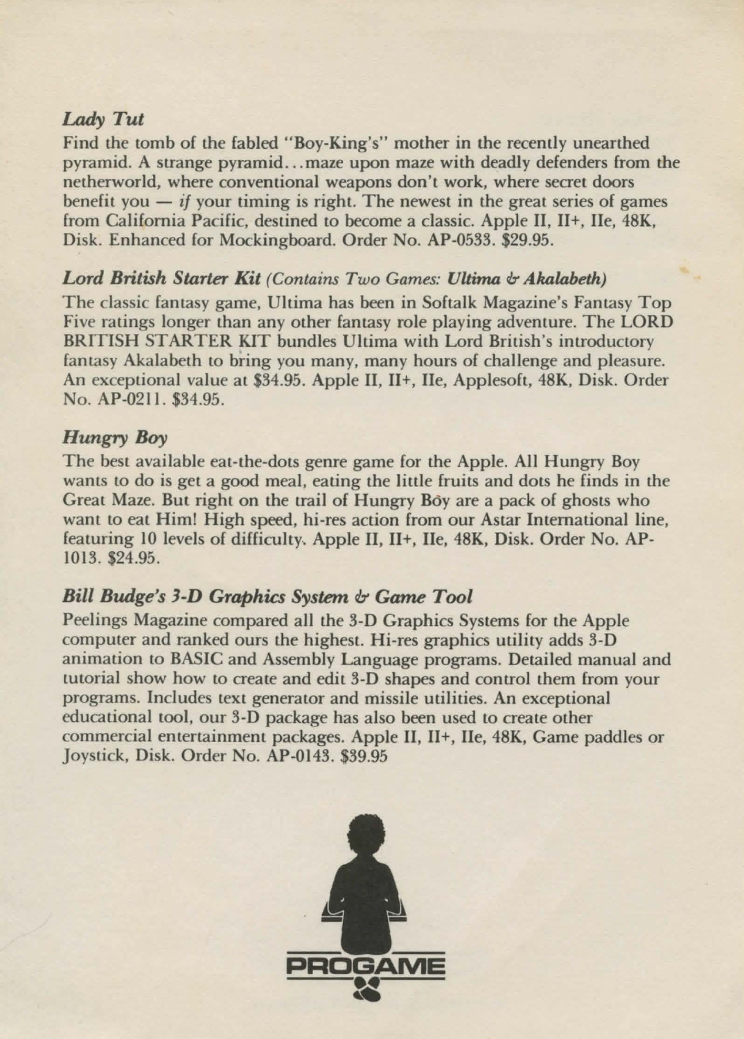### *Lady Tut*

Find the tomb of the fabled "Boy-King's" mother in the recently unearthed pyramid. A strange pyramid...maze upon maze with deadly defenders from the netherworld, where conventional weapons don't work, where secret doors benefit you — *if* your timing is right. The newest in the great series of games from California Pacific, destined to become a classic. Apple II, II+, IIe, 48K, Disk. Enhanced for Mockingboard. Order No. AP-0533. $29.95.

### *Lord British Starter Kit (Contains Two Games: Ultima & Akalabeth)*

The classic fantasy game, Ultima has been in Softalk Magazine's Fantasy Top Five ratings longer than any other fantasy role playing adventure. The LORD BRITISH STARTER KIT bundles Ultima with Lord British's introductory fantasy Akalabeth to bring you many, many hours of challenge and pleasure. An exceptional value at $34.95. Apple II, II+, IIe, Applesoft, 48K, Disk. Order No. AP-0211. $34.95.

### *Hungry Boy*

The best available eat-the-dots genre game for the Apple. All Hungry Boy wants to do is get a good meal, eating the little fruits and dots he finds in the Great Maze. But right on the trail of Hungry Boy are a pack of ghosts who want to eat Him! High speed, hi-res action from our Astar International line, featuring 10 levels of difficulty. Apple II, II+, IIe, 48K, Disk. Order No. AP-1013. $24.95.

### *Bill Budge's 3-D Graphics System & Game Tool*

Peelings Magazine compared all the 3-D Graphics Systems for the Apple computer and ranked ours the highest. Hi-res graphics utility adds 3-D animation to BASIC and Assembly Language programs. Detailed manual and tutorial show how to create and edit 3-D shapes and control them from your programs. Includes text generator and missile utilities. An exceptional educational tool, our 3-D package has also been used to create other commercial entertainment packages. Apple II, II+, IIe, 48K, Game paddles or Joystick, Disk. Order No. AP-0143. $39.95

PROGAME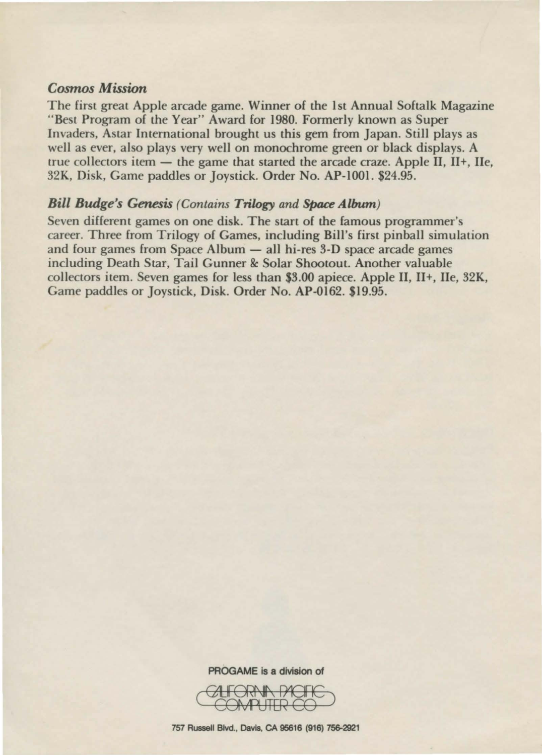### *Cosmos Mission*

The first great Apple arcade game. Winner of the 1st Annual Softalk Magazine "Best Program of the Year" Award for 1980. Formerly known as Super Invaders, Astar International brought us this gem from Japan. Still plays as well as ever, also plays very well on monochrome green or black displays. A true collectors item — the game that started the arcade craze. Apple II, II+, IIe, 32K, Disk, Game paddles or Joystick. Order No. AP-1001. $24.95.

### ***Bill Budge's Genesis*** *(Contains **Trilogy** and **Space Album**)*

Seven different games on one disk. The start of the famous programmer's career. Three from Trilogy of Games, including Bill's first pinball simulation and four games from Space Album — all hi-res 3-D space arcade games including Death Star, Tail Gunner & Solar Shootout. Another valuable collectors item. Seven games for less than $3.00 apiece. Apple II, II+, IIe, 32K, Game paddles or Joystick, Disk. Order No. AP-0162. $19.95.

PROGAME is a division of

CALIFORNIA PACIFIC COMPUTER CO

757 Russell Blvd., Davis, CA 95616 (916) 756-2921